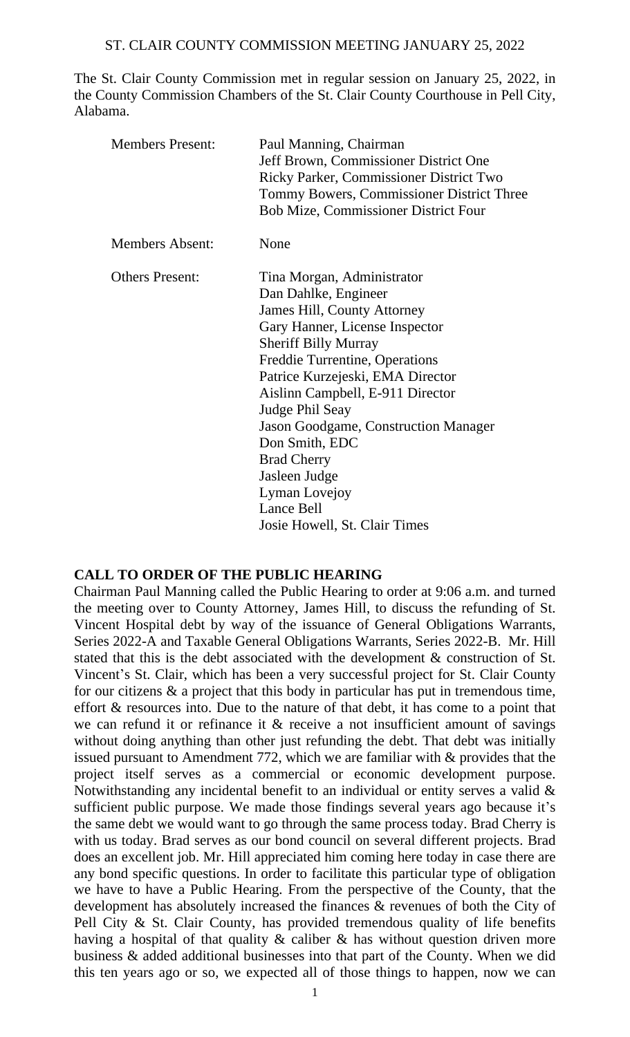# ST. CLAIR COUNTY COMMISSION MEETING JANUARY 25, 2022

The St. Clair County Commission met in regular session on January 25, 2022, in the County Commission Chambers of the St. Clair County Courthouse in Pell City, Alabama.

| | |
|---|---|
| Members Present: | Paul Manning, Chairman<br>Jeff Brown, Commissioner District One<br>Ricky Parker, Commissioner District Two<br>Tommy Bowers, Commissioner District Three<br>Bob Mize, Commissioner District Four |
| Members Absent: | None |
| Others Present: | Tina Morgan, Administrator<br>Dan Dahlke, Engineer<br>James Hill, County Attorney<br>Gary Hanner, License Inspector<br>Sheriff Billy Murray<br>Freddie Turrentine, Operations<br>Patrice Kurzejeski, EMA Director<br>Aislinn Campbell, E-911 Director<br>Judge Phil Seay<br>Jason Goodgame, Construction Manager<br>Don Smith, EDC<br>Brad Cherry<br>Jasleen Judge<br>Lyman Lovejoy<br>Lance Bell<br>Josie Howell, St. Clair Times |

**CALL TO ORDER OF THE PUBLIC HEARING**

Chairman Paul Manning called the Public Hearing to order at 9:06 a.m. and turned the meeting over to County Attorney, James Hill, to discuss the refunding of St. Vincent Hospital debt by way of the issuance of General Obligations Warrants, Series 2022-A and Taxable General Obligations Warrants, Series 2022-B. Mr. Hill stated that this is the debt associated with the development & construction of St. Vincent's St. Clair, which has been a very successful project for St. Clair County for our citizens & a project that this body in particular has put in tremendous time, effort & resources into. Due to the nature of that debt, it has come to a point that we can refund it or refinance it & receive a not insufficient amount of savings without doing anything than other just refunding the debt. That debt was initially issued pursuant to Amendment 772, which we are familiar with & provides that the project itself serves as a commercial or economic development purpose. Notwithstanding any incidental benefit to an individual or entity serves a valid & sufficient public purpose. We made those findings several years ago because it's the same debt we would want to go through the same process today. Brad Cherry is with us today. Brad serves as our bond council on several different projects. Brad does an excellent job. Mr. Hill appreciated him coming here today in case there are any bond specific questions. In order to facilitate this particular type of obligation we have to have a Public Hearing. From the perspective of the County, that the development has absolutely increased the finances & revenues of both the City of Pell City & St. Clair County, has provided tremendous quality of life benefits having a hospital of that quality & caliber & has without question driven more business & added additional businesses into that part of the County. When we did this ten years ago or so, we expected all of those things to happen, now we can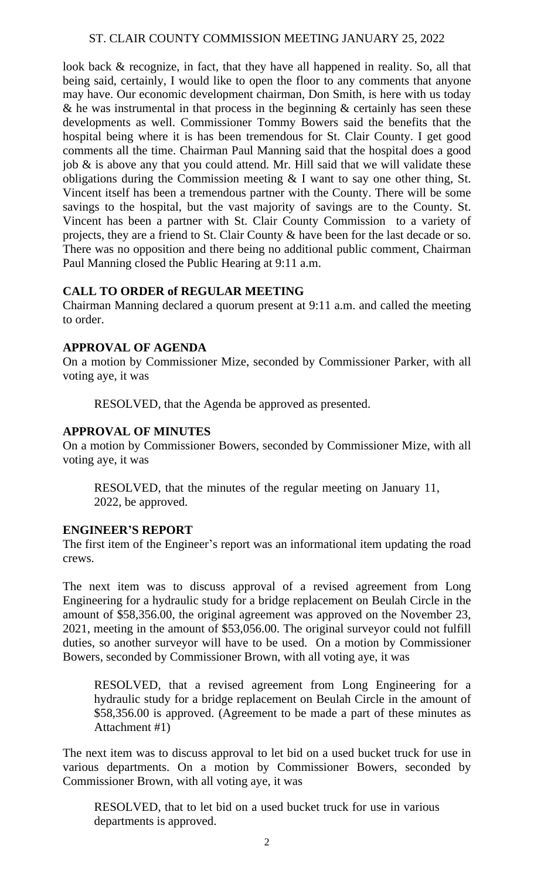look back & recognize, in fact, that they have all happened in reality. So, all that being said, certainly, I would like to open the floor to any comments that anyone may have. Our economic development chairman, Don Smith, is here with us today & he was instrumental in that process in the beginning & certainly has seen these developments as well. Commissioner Tommy Bowers said the benefits that the hospital being where it is has been tremendous for St. Clair County. I get good comments all the time. Chairman Paul Manning said that the hospital does a good job & is above any that you could attend. Mr. Hill said that we will validate these obligations during the Commission meeting & I want to say one other thing, St. Vincent itself has been a tremendous partner with the County. There will be some savings to the hospital, but the vast majority of savings are to the County. St. Vincent has been a partner with St. Clair County Commission to a variety of projects, they are a friend to St. Clair County & have been for the last decade or so. There was no opposition and there being no additional public comment, Chairman Paul Manning closed the Public Hearing at 9:11 a.m.

**CALL TO ORDER of REGULAR MEETING**

Chairman Manning declared a quorum present at 9:11 a.m. and called the meeting to order.

**APPROVAL OF AGENDA**

On a motion by Commissioner Mize, seconded by Commissioner Parker, with all voting aye, it was

RESOLVED, that the Agenda be approved as presented.

**APPROVAL OF MINUTES**

On a motion by Commissioner Bowers, seconded by Commissioner Mize, with all voting aye, it was

RESOLVED, that the minutes of the regular meeting on January 11, 2022, be approved.

**ENGINEER'S REPORT**

The first item of the Engineer's report was an informational item updating the road crews.

The next item was to discuss approval of a revised agreement from Long Engineering for a hydraulic study for a bridge replacement on Beulah Circle in the amount of $58,356.00, the original agreement was approved on the November 23, 2021, meeting in the amount of $53,056.00. The original surveyor could not fulfill duties, so another surveyor will have to be used. On a motion by Commissioner Bowers, seconded by Commissioner Brown, with all voting aye, it was

RESOLVED, that a revised agreement from Long Engineering for a hydraulic study for a bridge replacement on Beulah Circle in the amount of $58,356.00 is approved. (Agreement to be made a part of these minutes as Attachment #1)

The next item was to discuss approval to let bid on a used bucket truck for use in various departments. On a motion by Commissioner Bowers, seconded by Commissioner Brown, with all voting aye, it was

RESOLVED, that to let bid on a used bucket truck for use in various departments is approved.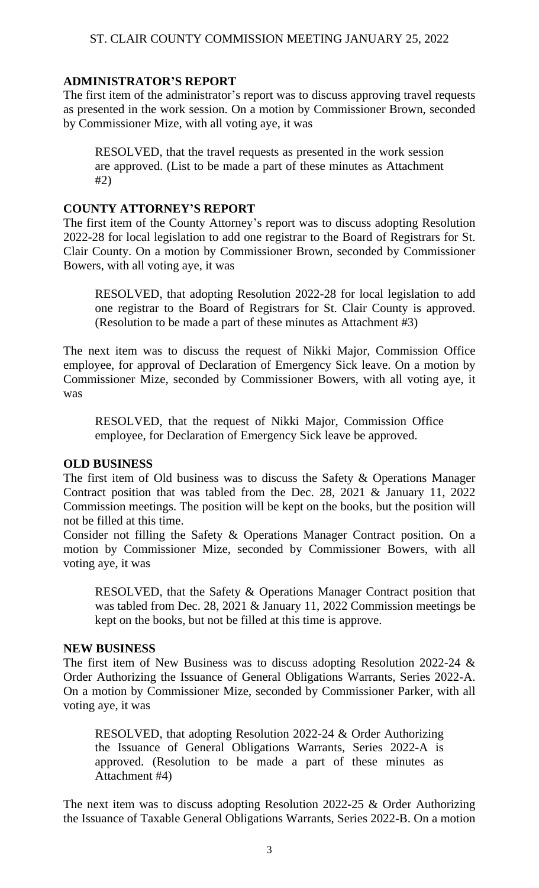## ADMINISTRATOR'S REPORT

The first item of the administrator's report was to discuss approving travel requests as presented in the work session. On a motion by Commissioner Brown, seconded by Commissioner Mize, with all voting aye, it was

> RESOLVED, that the travel requests as presented in the work session are approved. (List to be made a part of these minutes as Attachment #2)

## COUNTY ATTORNEY'S REPORT

The first item of the County Attorney's report was to discuss adopting Resolution 2022-28 for local legislation to add one registrar to the Board of Registrars for St. Clair County. On a motion by Commissioner Brown, seconded by Commissioner Bowers, with all voting aye, it was

> RESOLVED, that adopting Resolution 2022-28 for local legislation to add one registrar to the Board of Registrars for St. Clair County is approved. (Resolution to be made a part of these minutes as Attachment #3)

The next item was to discuss the request of Nikki Major, Commission Office employee, for approval of Declaration of Emergency Sick leave. On a motion by Commissioner Mize, seconded by Commissioner Bowers, with all voting aye, it was

> RESOLVED, that the request of Nikki Major, Commission Office employee, for Declaration of Emergency Sick leave be approved.

## OLD BUSINESS

The first item of Old business was to discuss the Safety & Operations Manager Contract position that was tabled from the Dec. 28, 2021 & January 11, 2022 Commission meetings. The position will be kept on the books, but the position will not be filled at this time.

Consider not filling the Safety & Operations Manager Contract position. On a motion by Commissioner Mize, seconded by Commissioner Bowers, with all voting aye, it was

> RESOLVED, that the Safety & Operations Manager Contract position that was tabled from Dec. 28, 2021 & January 11, 2022 Commission meetings be kept on the books, but not be filled at this time is approve.

## NEW BUSINESS

The first item of New Business was to discuss adopting Resolution 2022-24 & Order Authorizing the Issuance of General Obligations Warrants, Series 2022-A. On a motion by Commissioner Mize, seconded by Commissioner Parker, with all voting aye, it was

> RESOLVED, that adopting Resolution 2022-24 & Order Authorizing the Issuance of General Obligations Warrants, Series 2022-A is approved. (Resolution to be made a part of these minutes as Attachment #4)

The next item was to discuss adopting Resolution 2022-25 & Order Authorizing the Issuance of Taxable General Obligations Warrants, Series 2022-B. On a motion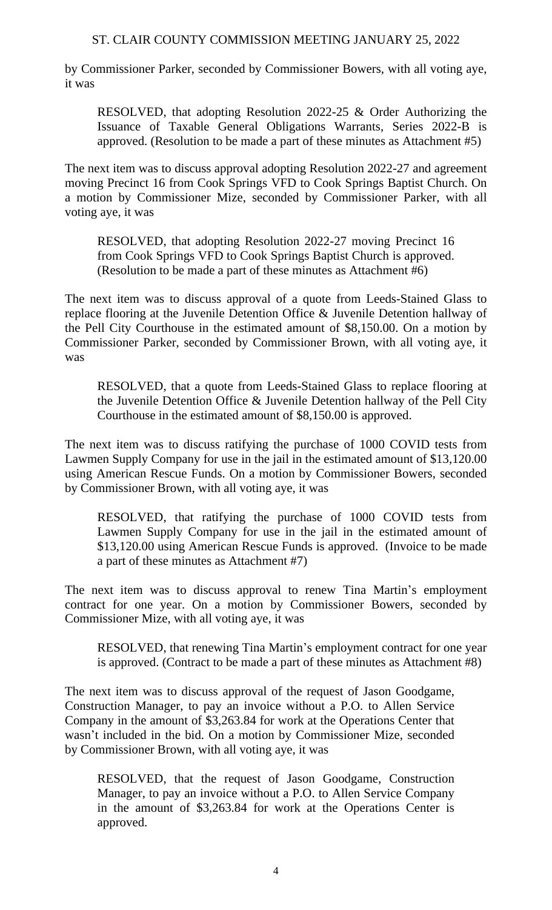by Commissioner Parker, seconded by Commissioner Bowers, with all voting aye, it was

> RESOLVED, that adopting Resolution 2022-25 & Order Authorizing the Issuance of Taxable General Obligations Warrants, Series 2022-B is approved. (Resolution to be made a part of these minutes as Attachment #5)

The next item was to discuss approval adopting Resolution 2022-27 and agreement moving Precinct 16 from Cook Springs VFD to Cook Springs Baptist Church. On a motion by Commissioner Mize, seconded by Commissioner Parker, with all voting aye, it was

> RESOLVED, that adopting Resolution 2022-27 moving Precinct 16 from Cook Springs VFD to Cook Springs Baptist Church is approved. (Resolution to be made a part of these minutes as Attachment #6)

The next item was to discuss approval of a quote from Leeds-Stained Glass to replace flooring at the Juvenile Detention Office & Juvenile Detention hallway of the Pell City Courthouse in the estimated amount of $8,150.00. On a motion by Commissioner Parker, seconded by Commissioner Brown, with all voting aye, it was

> RESOLVED, that a quote from Leeds-Stained Glass to replace flooring at the Juvenile Detention Office & Juvenile Detention hallway of the Pell City Courthouse in the estimated amount of $8,150.00 is approved.

The next item was to discuss ratifying the purchase of 1000 COVID tests from Lawmen Supply Company for use in the jail in the estimated amount of $13,120.00 using American Rescue Funds. On a motion by Commissioner Bowers, seconded by Commissioner Brown, with all voting aye, it was

> RESOLVED, that ratifying the purchase of 1000 COVID tests from Lawmen Supply Company for use in the jail in the estimated amount of $13,120.00 using American Rescue Funds is approved. (Invoice to be made a part of these minutes as Attachment #7)

The next item was to discuss approval to renew Tina Martin's employment contract for one year. On a motion by Commissioner Bowers, seconded by Commissioner Mize, with all voting aye, it was

> RESOLVED, that renewing Tina Martin's employment contract for one year is approved. (Contract to be made a part of these minutes as Attachment #8)

The next item was to discuss approval of the request of Jason Goodgame, Construction Manager, to pay an invoice without a P.O. to Allen Service Company in the amount of $3,263.84 for work at the Operations Center that wasn't included in the bid. On a motion by Commissioner Mize, seconded by Commissioner Brown, with all voting aye, it was

> RESOLVED, that the request of Jason Goodgame, Construction Manager, to pay an invoice without a P.O. to Allen Service Company in the amount of $3,263.84 for work at the Operations Center is approved.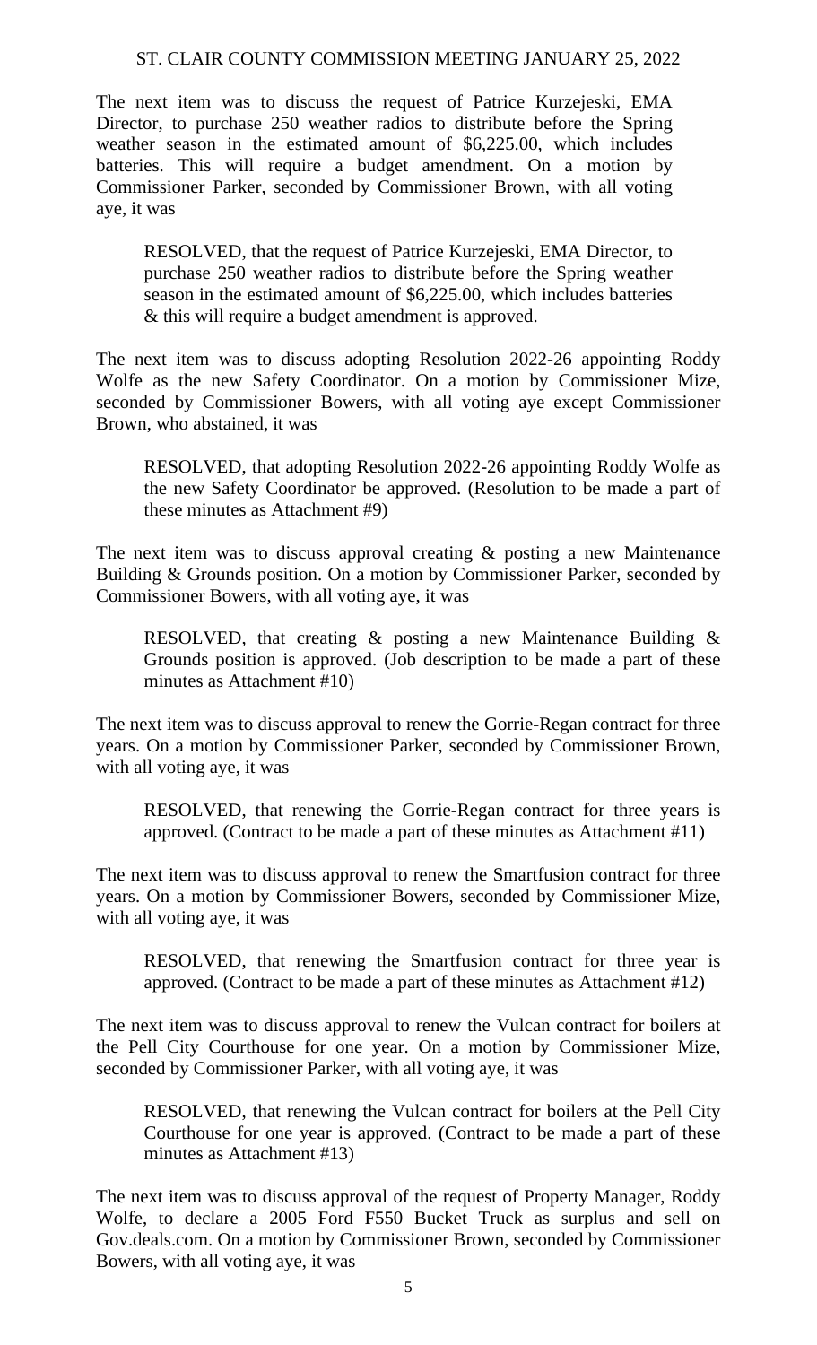The next item was to discuss the request of Patrice Kurzejeski, EMA Director, to purchase 250 weather radios to distribute before the Spring weather season in the estimated amount of $6,225.00, which includes batteries. This will require a budget amendment. On a motion by Commissioner Parker, seconded by Commissioner Brown, with all voting aye, it was

> RESOLVED, that the request of Patrice Kurzejeski, EMA Director, to purchase 250 weather radios to distribute before the Spring weather season in the estimated amount of $6,225.00, which includes batteries & this will require a budget amendment is approved.

The next item was to discuss adopting Resolution 2022-26 appointing Roddy Wolfe as the new Safety Coordinator. On a motion by Commissioner Mize, seconded by Commissioner Bowers, with all voting aye except Commissioner Brown, who abstained, it was

> RESOLVED, that adopting Resolution 2022-26 appointing Roddy Wolfe as the new Safety Coordinator be approved. (Resolution to be made a part of these minutes as Attachment #9)

The next item was to discuss approval creating & posting a new Maintenance Building & Grounds position. On a motion by Commissioner Parker, seconded by Commissioner Bowers, with all voting aye, it was

> RESOLVED, that creating & posting a new Maintenance Building & Grounds position is approved. (Job description to be made a part of these minutes as Attachment #10)

The next item was to discuss approval to renew the Gorrie-Regan contract for three years. On a motion by Commissioner Parker, seconded by Commissioner Brown, with all voting aye, it was

> RESOLVED, that renewing the Gorrie-Regan contract for three years is approved. (Contract to be made a part of these minutes as Attachment #11)

The next item was to discuss approval to renew the Smartfusion contract for three years. On a motion by Commissioner Bowers, seconded by Commissioner Mize, with all voting aye, it was

> RESOLVED, that renewing the Smartfusion contract for three year is approved. (Contract to be made a part of these minutes as Attachment #12)

The next item was to discuss approval to renew the Vulcan contract for boilers at the Pell City Courthouse for one year. On a motion by Commissioner Mize, seconded by Commissioner Parker, with all voting aye, it was

> RESOLVED, that renewing the Vulcan contract for boilers at the Pell City Courthouse for one year is approved. (Contract to be made a part of these minutes as Attachment #13)

The next item was to discuss approval of the request of Property Manager, Roddy Wolfe, to declare a 2005 Ford F550 Bucket Truck as surplus and sell on Gov.deals.com. On a motion by Commissioner Brown, seconded by Commissioner Bowers, with all voting aye, it was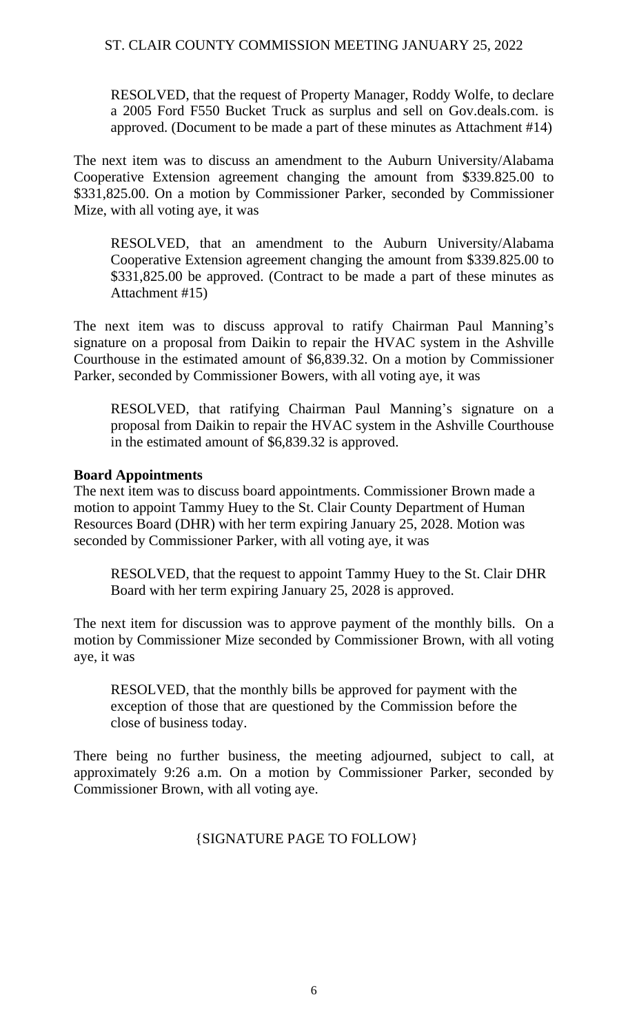RESOLVED, that the request of Property Manager, Roddy Wolfe, to declare a 2005 Ford F550 Bucket Truck as surplus and sell on Gov.deals.com. is approved. (Document to be made a part of these minutes as Attachment #14)

The next item was to discuss an amendment to the Auburn University/Alabama Cooperative Extension agreement changing the amount from $339.825.00 to $331,825.00. On a motion by Commissioner Parker, seconded by Commissioner Mize, with all voting aye, it was

RESOLVED, that an amendment to the Auburn University/Alabama Cooperative Extension agreement changing the amount from $339.825.00 to $331,825.00 be approved. (Contract to be made a part of these minutes as Attachment #15)

The next item was to discuss approval to ratify Chairman Paul Manning's signature on a proposal from Daikin to repair the HVAC system in the Ashville Courthouse in the estimated amount of $6,839.32. On a motion by Commissioner Parker, seconded by Commissioner Bowers, with all voting aye, it was

RESOLVED, that ratifying Chairman Paul Manning's signature on a proposal from Daikin to repair the HVAC system in the Ashville Courthouse in the estimated amount of $6,839.32 is approved.

**Board Appointments**

The next item was to discuss board appointments. Commissioner Brown made a motion to appoint Tammy Huey to the St. Clair County Department of Human Resources Board (DHR) with her term expiring January 25, 2028. Motion was seconded by Commissioner Parker, with all voting aye, it was

RESOLVED, that the request to appoint Tammy Huey to the St. Clair DHR Board with her term expiring January 25, 2028 is approved.

The next item for discussion was to approve payment of the monthly bills. On a motion by Commissioner Mize seconded by Commissioner Brown, with all voting aye, it was

RESOLVED, that the monthly bills be approved for payment with the exception of those that are questioned by the Commission before the close of business today.

There being no further business, the meeting adjourned, subject to call, at approximately 9:26 a.m. On a motion by Commissioner Parker, seconded by Commissioner Brown, with all voting aye.

{SIGNATURE PAGE TO FOLLOW}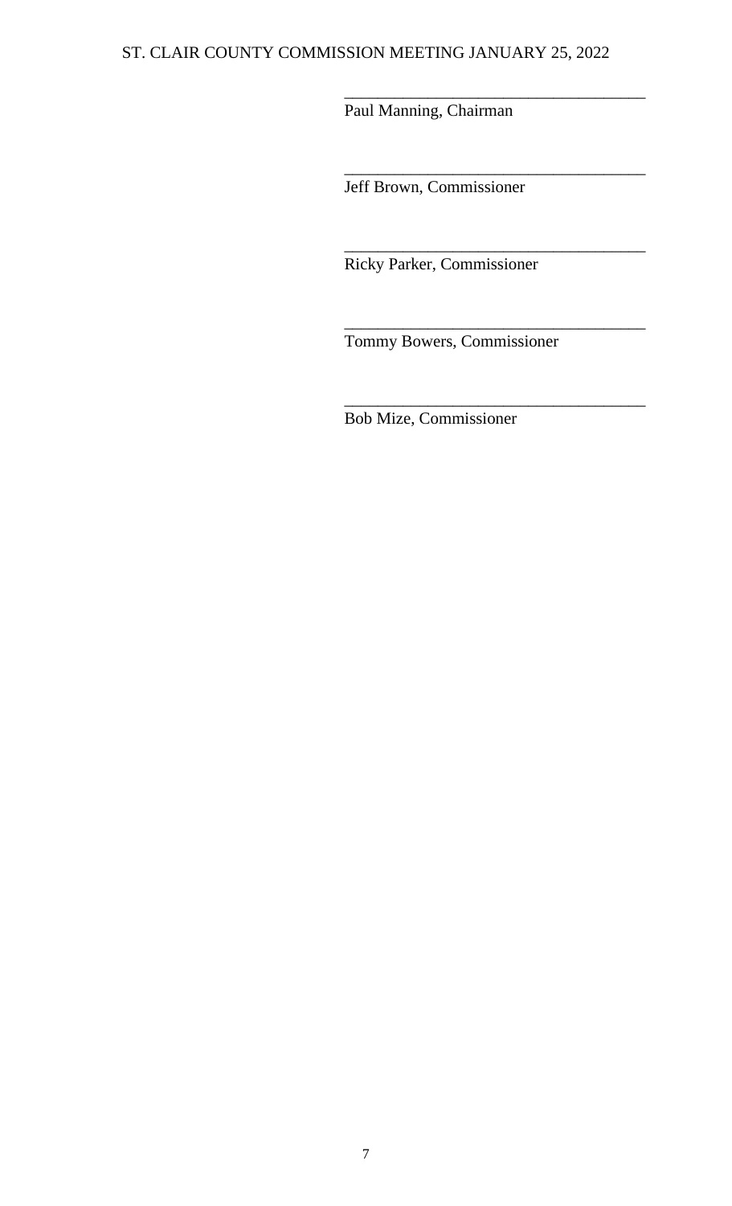\_\_\_\_\_\_\_\_\_\_\_\_\_\_\_\_\_\_\_\_\_\_\_\_\_\_\_\_\_\_\_\_\_\_\_\_\_
Paul Manning, Chairman

\_\_\_\_\_\_\_\_\_\_\_\_\_\_\_\_\_\_\_\_\_\_\_\_\_\_\_\_\_\_\_\_\_\_\_\_\_
Jeff Brown, Commissioner

\_\_\_\_\_\_\_\_\_\_\_\_\_\_\_\_\_\_\_\_\_\_\_\_\_\_\_\_\_\_\_\_\_\_\_\_\_
Ricky Parker, Commissioner

\_\_\_\_\_\_\_\_\_\_\_\_\_\_\_\_\_\_\_\_\_\_\_\_\_\_\_\_\_\_\_\_\_\_\_\_\_
Tommy Bowers, Commissioner

\_\_\_\_\_\_\_\_\_\_\_\_\_\_\_\_\_\_\_\_\_\_\_\_\_\_\_\_\_\_\_\_\_\_\_\_\_
Bob Mize, Commissioner